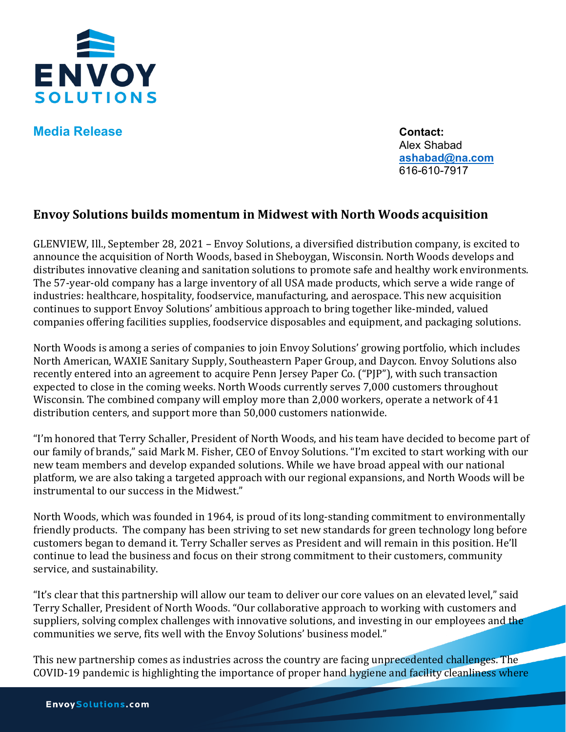**Media Release**

**Contact:**
Alex Shabad
**ashabad@na.com**
616-610-7917

## Envoy Solutions builds momentum in Midwest with North Woods acquisition

GLENVIEW, Ill., September 28, 2021 – Envoy Solutions, a diversified distribution company, is excited to announce the acquisition of North Woods, based in Sheboygan, Wisconsin. North Woods develops and distributes innovative cleaning and sanitation solutions to promote safe and healthy work environments. The 57-year-old company has a large inventory of all USA made products, which serve a wide range of industries: healthcare, hospitality, foodservice, manufacturing, and aerospace. This new acquisition continues to support Envoy Solutions' ambitious approach to bring together like-minded, valued companies offering facilities supplies, foodservice disposables and equipment, and packaging solutions.

North Woods is among a series of companies to join Envoy Solutions' growing portfolio, which includes North American, WAXIE Sanitary Supply, Southeastern Paper Group, and Daycon. Envoy Solutions also recently entered into an agreement to acquire Penn Jersey Paper Co. ("PJP"), with such transaction expected to close in the coming weeks. North Woods currently serves 7,000 customers throughout Wisconsin. The combined company will employ more than 2,000 workers, operate a network of 41 distribution centers, and support more than 50,000 customers nationwide.

"I'm honored that Terry Schaller, President of North Woods, and his team have decided to become part of our family of brands," said Mark M. Fisher, CEO of Envoy Solutions. "I'm excited to start working with our new team members and develop expanded solutions. While we have broad appeal with our national platform, we are also taking a targeted approach with our regional expansions, and North Woods will be instrumental to our success in the Midwest."

North Woods, which was founded in 1964, is proud of its long-standing commitment to environmentally friendly products. The company has been striving to set new standards for green technology long before customers began to demand it. Terry Schaller serves as President and will remain in this position. He'll continue to lead the business and focus on their strong commitment to their customers, community service, and sustainability.

"It's clear that this partnership will allow our team to deliver our core values on an elevated level," said Terry Schaller, President of North Woods. "Our collaborative approach to working with customers and suppliers, solving complex challenges with innovative solutions, and investing in our employees and the communities we serve, fits well with the Envoy Solutions' business model."

This new partnership comes as industries across the country are facing unprecedented challenges. The COVID-19 pandemic is highlighting the importance of proper hand hygiene and facility cleanliness where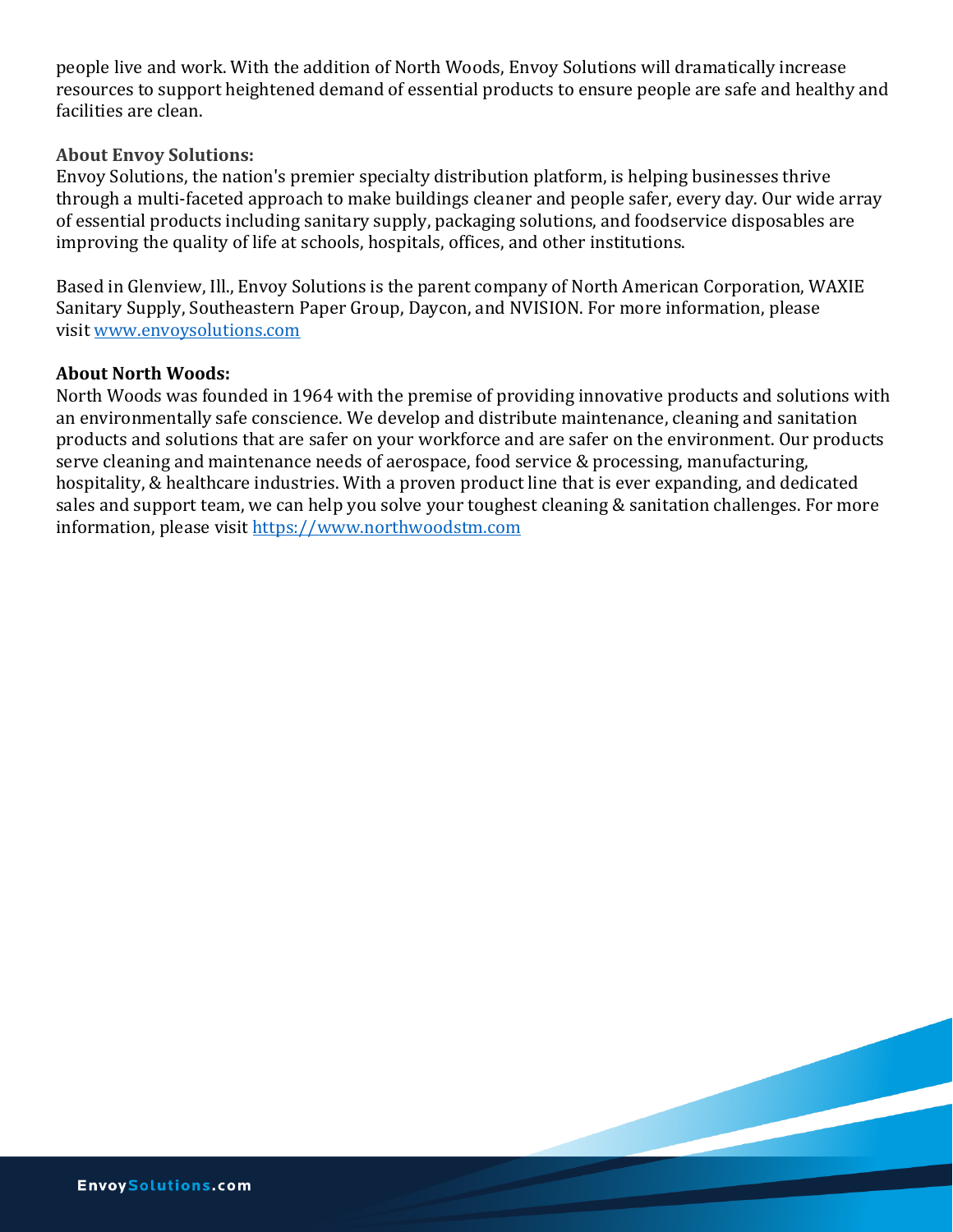people live and work. With the addition of North Woods, Envoy Solutions will dramatically increase resources to support heightened demand of essential products to ensure people are safe and healthy and facilities are clean.

**About Envoy Solutions:**
Envoy Solutions, the nation's premier specialty distribution platform, is helping businesses thrive through a multi-faceted approach to make buildings cleaner and people safer, every day. Our wide array of essential products including sanitary supply, packaging solutions, and foodservice disposables are improving the quality of life at schools, hospitals, offices, and other institutions.

Based in Glenview, Ill., Envoy Solutions is the parent company of North American Corporation, WAXIE Sanitary Supply, Southeastern Paper Group, Daycon, and NVISION. For more information, please visit [www.envoysolutions.com](http://www.envoysolutions.com)

**About North Woods:**
North Woods was founded in 1964 with the premise of providing innovative products and solutions with an environmentally safe conscience. We develop and distribute maintenance, cleaning and sanitation products and solutions that are safer on your workforce and are safer on the environment. Our products serve cleaning and maintenance needs of aerospace, food service & processing, manufacturing, hospitality, & healthcare industries. With a proven product line that is ever expanding, and dedicated sales and support team, we can help you solve your toughest cleaning & sanitation challenges. For more information, please visit [https://www.northwoodstm.com](https://www.northwoodstm.com)